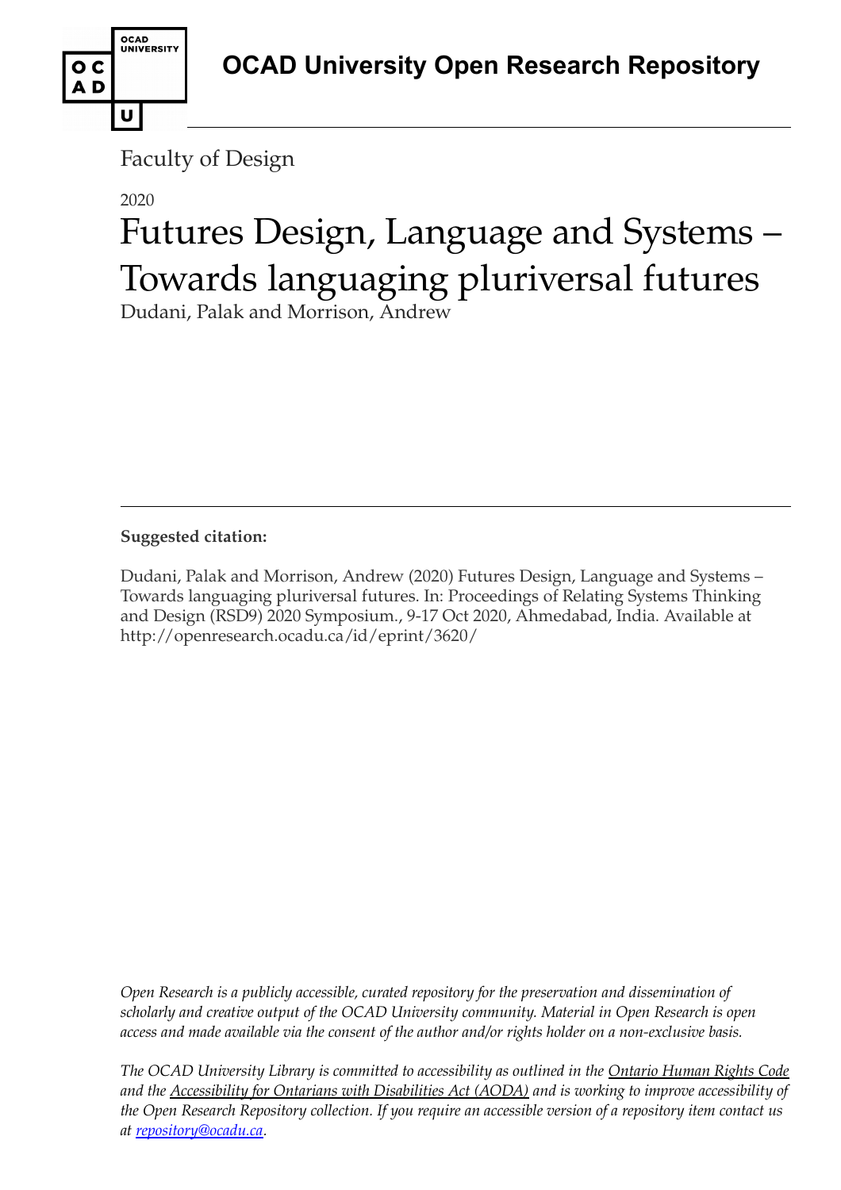# OCAD University Open Research Repository

Faculty of Design

2020

# Futures Design, Language and Systems – Towards languaging pluriversal futures

Dudani, Palak and Morrison, Andrew

---

**Suggested citation:**

Dudani, Palak and Morrison, Andrew (2020) Futures Design, Language and Systems – Towards languaging pluriversal futures. In: Proceedings of Relating Systems Thinking and Design (RSD9) 2020 Symposium., 9-17 Oct 2020, Ahmedabad, India. Available at http://openresearch.ocadu.ca/id/eprint/3620/

*Open Research is a publicly accessible, curated repository for the preservation and dissemination of scholarly and creative output of the OCAD University community. Material in Open Research is open access and made available via the consent of the author and/or rights holder on a non-exclusive basis.*

*The OCAD University Library is committed to accessibility as outlined in the Ontario Human Rights Code and the Accessibility for Ontarians with Disabilities Act (AODA) and is working to improve accessibility of the Open Research Repository collection. If you require an accessible version of a repository item contact us at repository@ocadu.ca.*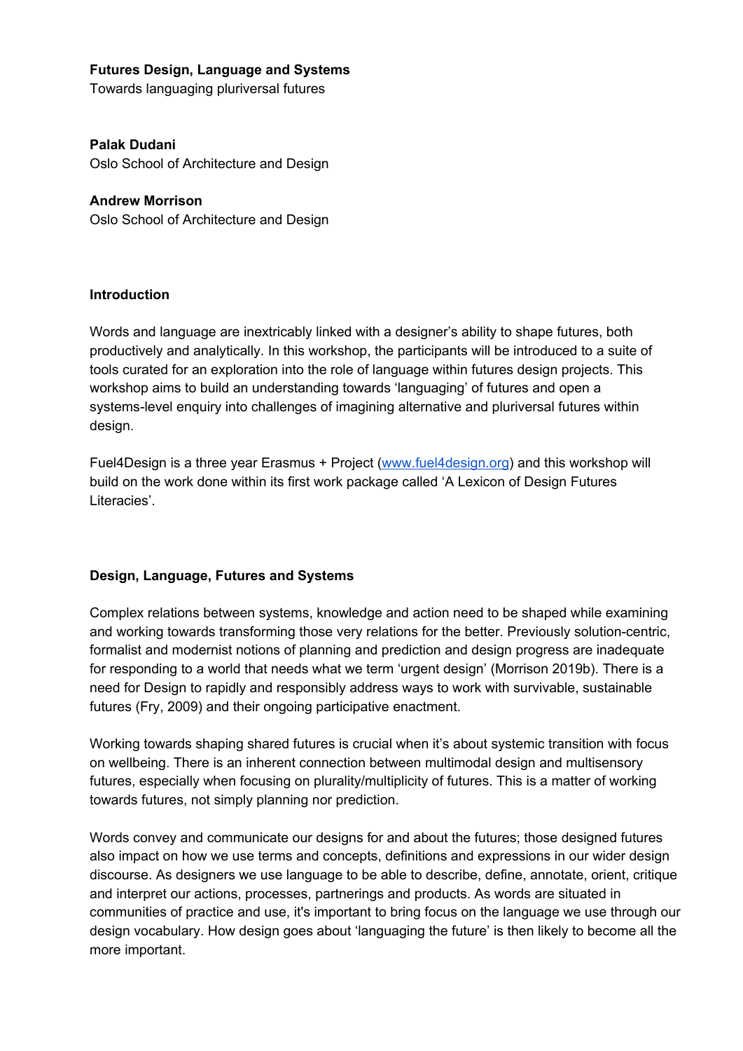**Futures Design, Language and Systems**
Towards languaging pluriversal futures

**Palak Dudani**
Oslo School of Architecture and Design

**Andrew Morrison**
Oslo School of Architecture and Design

## Introduction

Words and language are inextricably linked with a designer's ability to shape futures, both productively and analytically. In this workshop, the participants will be introduced to a suite of tools curated for an exploration into the role of language within futures design projects. This workshop aims to build an understanding towards 'languaging' of futures and open a systems-level enquiry into challenges of imagining alternative and pluriversal futures within design.

Fuel4Design is a three year Erasmus + Project ([www.fuel4design.org](www.fuel4design.org)) and this workshop will build on the work done within its first work package called 'A Lexicon of Design Futures Literacies'.

## Design, Language, Futures and Systems

Complex relations between systems, knowledge and action need to be shaped while examining and working towards transforming those very relations for the better. Previously solution-centric, formalist and modernist notions of planning and prediction and design progress are inadequate for responding to a world that needs what we term 'urgent design' (Morrison 2019b). There is a need for Design to rapidly and responsibly address ways to work with survivable, sustainable futures (Fry, 2009) and their ongoing participative enactment.

Working towards shaping shared futures is crucial when it's about systemic transition with focus on wellbeing. There is an inherent connection between multimodal design and multisensory futures, especially when focusing on plurality/multiplicity of futures. This is a matter of working towards futures, not simply planning nor prediction.

Words convey and communicate our designs for and about the futures; those designed futures also impact on how we use terms and concepts, definitions and expressions in our wider design discourse. As designers we use language to be able to describe, define, annotate, orient, critique and interpret our actions, processes, partnerings and products. As words are situated in communities of practice and use, it's important to bring focus on the language we use through our design vocabulary. How design goes about 'languaging the future' is then likely to become all the more important.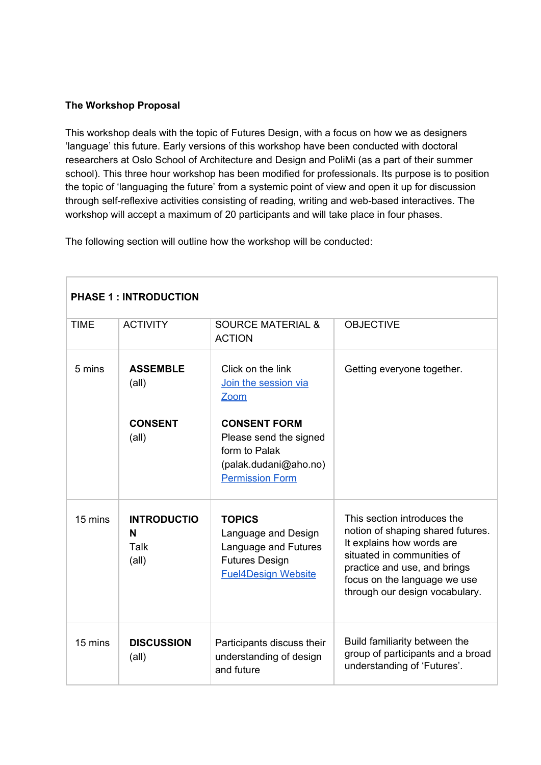**The Workshop Proposal**

This workshop deals with the topic of Futures Design, with a focus on how we as designers 'language' this future. Early versions of this workshop have been conducted with doctoral researchers at Oslo School of Architecture and Design and PoliMi (as a part of their summer school). This three hour workshop has been modified for professionals. Its purpose is to position the topic of 'languaging the future' from a systemic point of view and open it up for discussion through self-reflexive activities consisting of reading, writing and web-based interactives. The workshop will accept a maximum of 20 participants and will take place in four phases.

The following section will outline how the workshop will be conducted:

| **PHASE 1 : INTRODUCTION** | | | |
|---|---|---|---|
| TIME | ACTIVITY | SOURCE MATERIAL & ACTION | OBJECTIVE |
| 5 mins | **ASSEMBLE** (all)<br><br>**CONSENT** (all) | Click on the link Join the session via Zoom<br><br>**CONSENT FORM** Please send the signed form to Palak (palak.dudani@aho.no) Permission Form | Getting everyone together. |
| 15 mins | **INTRODUCTION** Talk (all) | **TOPICS** Language and Design Language and Futures Futures Design Fuel4Design Website | This section introduces the notion of shaping shared futures. It explains how words are situated in communities of practice and use, and brings focus on the language we use through our design vocabulary. |
| 15 mins | **DISCUSSION** (all) | Participants discuss their understanding of design and future | Build familiarity between the group of participants and a broad understanding of 'Futures'. |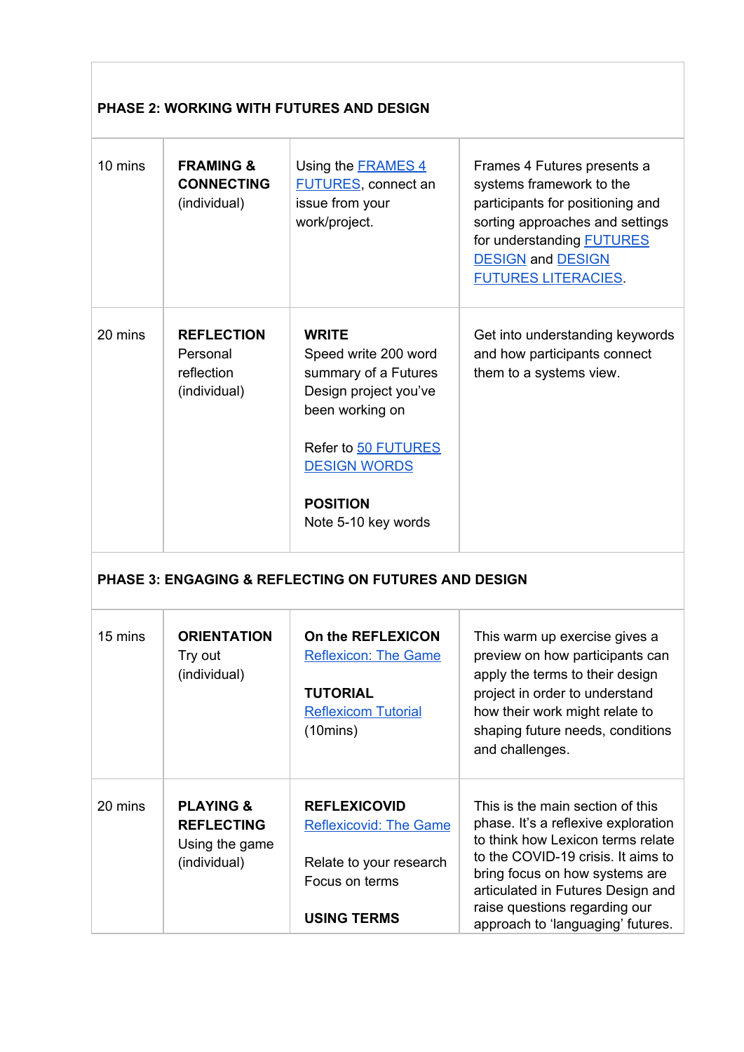| PHASE 2: WORKING WITH FUTURES AND DESIGN | | | |
|---|---|---|---|
| 10 mins | **FRAMING & CONNECTING** (individual) | Using the FRAMES 4 FUTURES, connect an issue from your work/project. | Frames 4 Futures presents a systems framework to the participants for positioning and sorting approaches and settings for understanding FUTURES DESIGN and DESIGN FUTURES LITERACIES. |
| 20 mins | **REFLECTION** Personal reflection (individual) | **WRITE** Speed write 200 word summary of a Futures Design project you've been working on<br><br>Refer to 50 FUTURES DESIGN WORDS<br><br>**POSITION** Note 5-10 key words | Get into understanding keywords and how participants connect them to a systems view. |
| **PHASE 3: ENGAGING & REFLECTING ON FUTURES AND DESIGN** | | | |
| 15 mins | **ORIENTATION** Try out (individual) | **On the REFLEXICON** Reflexicon: The Game<br><br>**TUTORIAL** Reflexicom Tutorial (10mins) | This warm up exercise gives a preview on how participants can apply the terms to their design project in order to understand how their work might relate to shaping future needs, conditions and challenges. |
| 20 mins | **PLAYING & REFLECTING** Using the game (individual) | **REFLEXICOVID** Reflexicovid: The Game<br><br>Relate to your research Focus on terms<br><br>**USING TERMS** | This is the main section of this phase. It's a reflexive exploration to think how Lexicon terms relate to the COVID-19 crisis. It aims to bring focus on how systems are articulated in Futures Design and raise questions regarding our approach to 'languaging' futures. |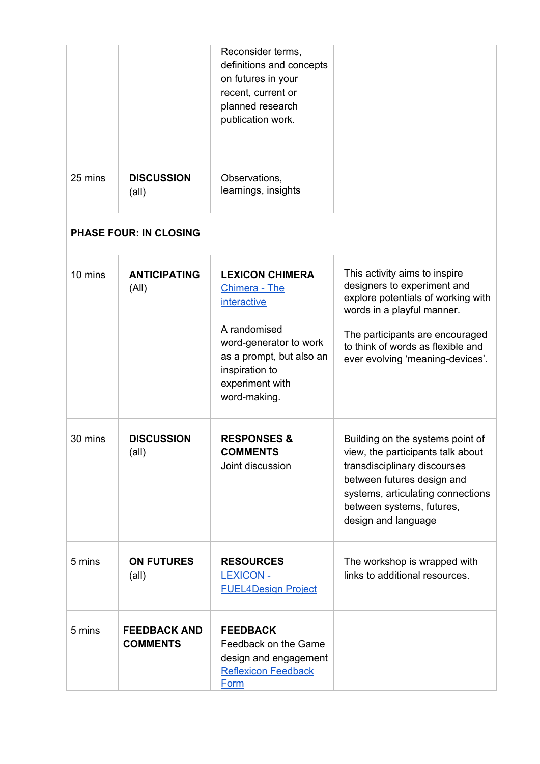| | | | |
|---|---|---|---|
| | | Reconsider terms, definitions and concepts on futures in your recent, current or planned research publication work. | |
| 25 mins | **DISCUSSION** (all) | Observations, learnings, insights | |
| **PHASE FOUR: IN CLOSING** | | | |
| 10 mins | **ANTICIPATING** (All) | **LEXICON CHIMERA** Chimera - The interactive<br><br>A randomised word-generator to work as a prompt, but also an inspiration to experiment with word-making. | This activity aims to inspire designers to experiment and explore potentials of working with words in a playful manner.<br><br>The participants are encouraged to think of words as flexible and ever evolving 'meaning-devices'. |
| 30 mins | **DISCUSSION** (all) | **RESPONSES & COMMENTS** Joint discussion | Building on the systems point of view, the participants talk about transdisciplinary discourses between futures design and systems, articulating connections between systems, futures, design and language |
| 5 mins | **ON FUTURES** (all) | **RESOURCES** LEXICON - FUEL4Design Project | The workshop is wrapped with links to additional resources. |
| 5 mins | **FEEDBACK AND COMMENTS** | **FEEDBACK** Feedback on the Game design and engagement Reflexicon Feedback Form | |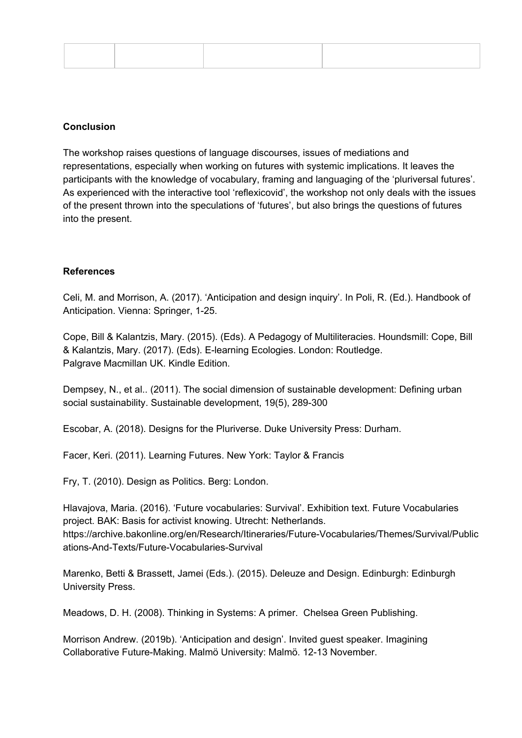| | | | |
|---|---|---|---|
| | | | |

**Conclusion**

The workshop raises questions of language discourses, issues of mediations and representations, especially when working on futures with systemic implications. It leaves the participants with the knowledge of vocabulary, framing and languaging of the 'pluriversal futures'. As experienced with the interactive tool 'reflexicovid', the workshop not only deals with the issues of the present thrown into the speculations of 'futures', but also brings the questions of futures into the present.

**References**

Celi, M. and Morrison, A. (2017). 'Anticipation and design inquiry'. In Poli, R. (Ed.). Handbook of Anticipation. Vienna: Springer, 1-25.

Cope, Bill & Kalantzis, Mary. (2015). (Eds). A Pedagogy of Multiliteracies. Houndsmill: Cope, Bill & Kalantzis, Mary. (2017). (Eds). E-learning Ecologies. London: Routledge. Palgrave Macmillan UK. Kindle Edition.

Dempsey, N., et al.. (2011). The social dimension of sustainable development: Defining urban social sustainability. Sustainable development, 19(5), 289-300

Escobar, A. (2018). Designs for the Pluriverse. Duke University Press: Durham.

Facer, Keri. (2011). Learning Futures. New York: Taylor & Francis

Fry, T. (2010). Design as Politics. Berg: London.

Hlavajova, Maria. (2016). 'Future vocabularies: Survival'. Exhibition text. Future Vocabularies project. BAK: Basis for activist knowing. Utrecht: Netherlands. https://archive.bakonline.org/en/Research/Itineraries/Future-Vocabularies/Themes/Survival/Publications-And-Texts/Future-Vocabularies-Survival

Marenko, Betti & Brassett, Jamei (Eds.). (2015). Deleuze and Design. Edinburgh: Edinburgh University Press.

Meadows, D. H. (2008). Thinking in Systems: A primer. Chelsea Green Publishing.

Morrison Andrew. (2019b). 'Anticipation and design'. Invited guest speaker. Imagining Collaborative Future-Making. Malmö University: Malmö. 12-13 November.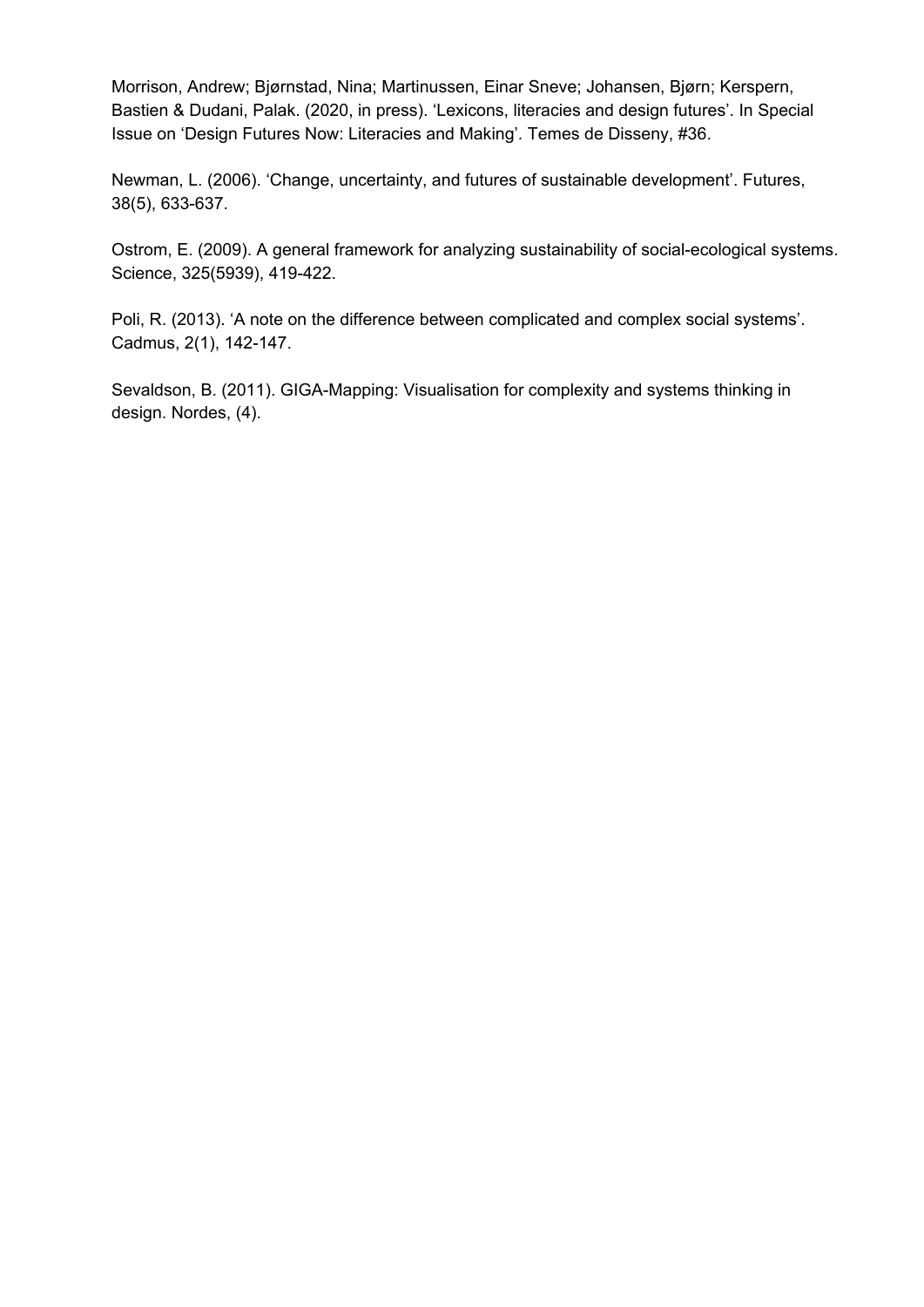Morrison, Andrew; Bjørnstad, Nina; Martinussen, Einar Sneve; Johansen, Bjørn; Kerspern, Bastien & Dudani, Palak. (2020, in press). 'Lexicons, literacies and design futures'. In Special Issue on 'Design Futures Now: Literacies and Making'. Temes de Disseny, #36.

Newman, L. (2006). 'Change, uncertainty, and futures of sustainable development'. Futures, 38(5), 633-637.

Ostrom, E. (2009). A general framework for analyzing sustainability of social-ecological systems. Science, 325(5939), 419-422.

Poli, R. (2013). 'A note on the difference between complicated and complex social systems'. Cadmus, 2(1), 142-147.

Sevaldson, B. (2011). GIGA-Mapping: Visualisation for complexity and systems thinking in design. Nordes, (4).